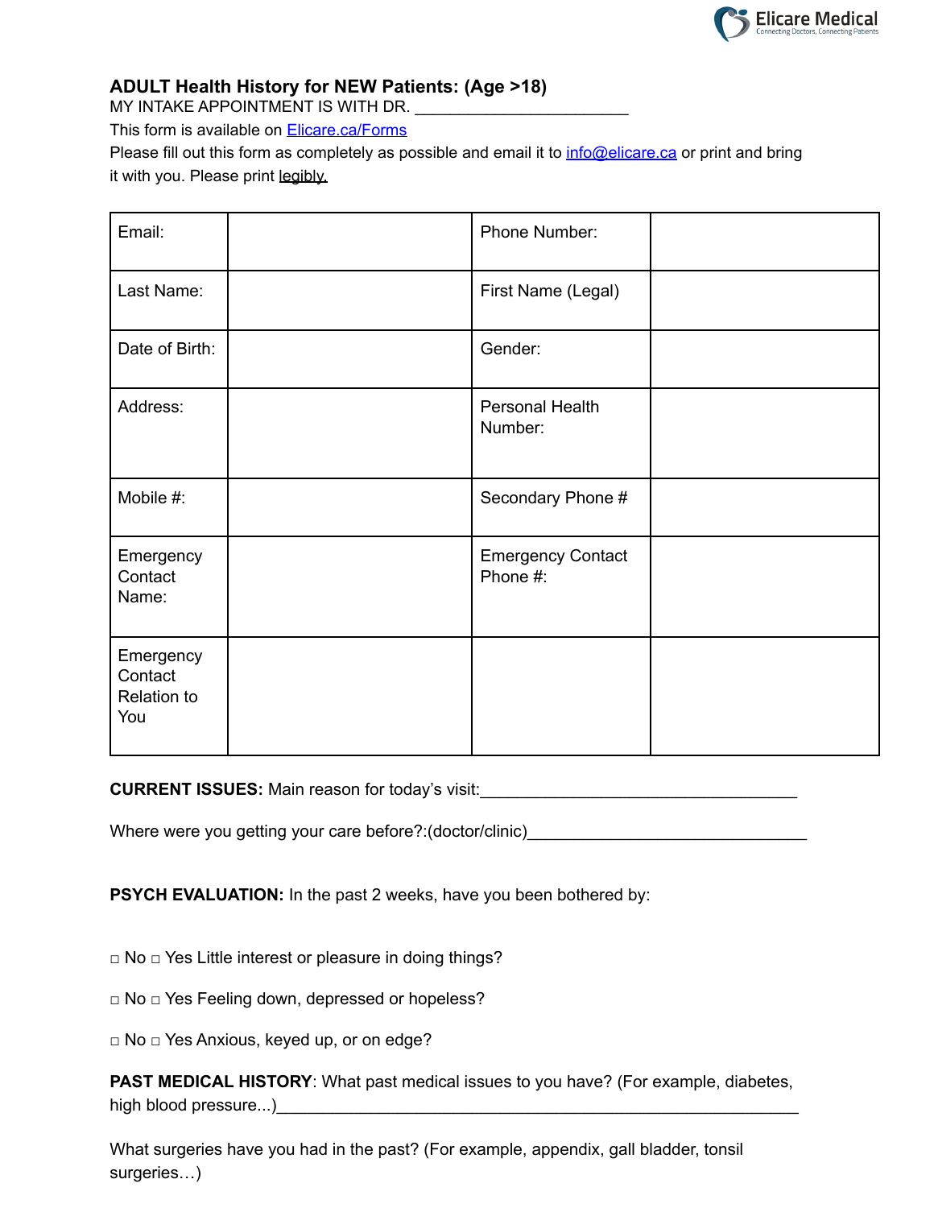Elicare Medical
Connecting Doctors, Connecting Patients

## ADULT Health History for NEW Patients: (Age >18)

MY INTAKE APPOINTMENT IS WITH DR. ________________________

This form is available on [Elicare.ca/Forms](Elicare.ca/Forms)

Please fill out this form as completely as possible and email it to [info@elicare.ca](mailto:info@elicare.ca) or print and bring it with you. Please print legibly.

| Email: | | Phone Number: | |
|---|---|---|---|
| Last Name: | | First Name (Legal) | |
| Date of Birth: | | Gender: | |
| Address: | | Personal Health Number: | |
| Mobile #: | | Secondary Phone # | |
| Emergency Contact Name: | | Emergency Contact Phone #: | |
| Emergency Contact Relation to You | | | |

**CURRENT ISSUES:** Main reason for today's visit:___________________________________

Where were you getting your care before?:(doctor/clinic)_______________________________

**PSYCH EVALUATION:** In the past 2 weeks, have you been bothered by:

□ No □ Yes Little interest or pleasure in doing things?

□ No □ Yes Feeling down, depressed or hopeless?

□ No □ Yes Anxious, keyed up, or on edge?

**PAST MEDICAL HISTORY**: What past medical issues to you have? (For example, diabetes, high blood pressure...)____________________________________________________________

What surgeries have you had in the past? (For example, appendix, gall bladder, tonsil surgeries…)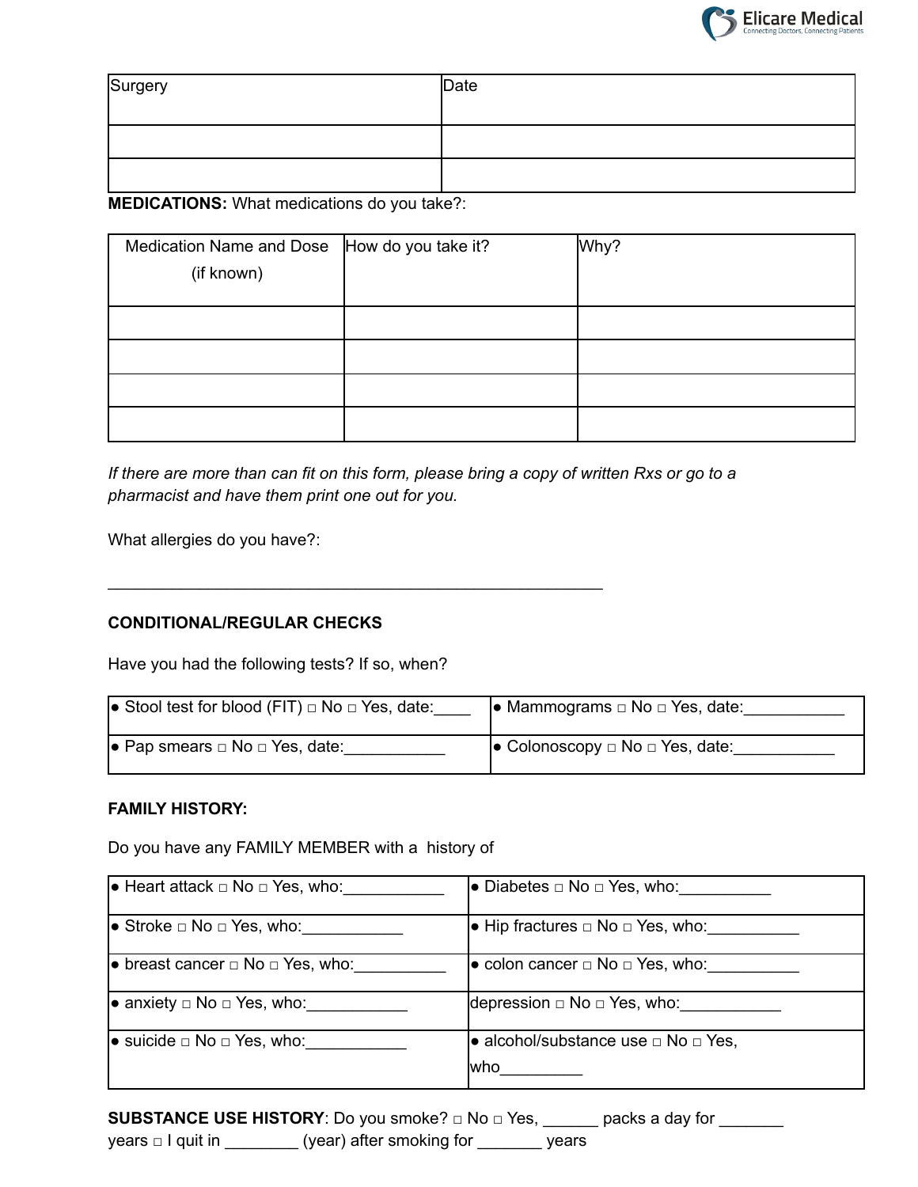| Surgery | Date |
|---|---|
| | |
| | |

**MEDICATIONS:** What medications do you take?:

| Medication Name and Dose (if known) | How do you take it? | Why? |
|---|---|---|
| | | |
| | | |
| | | |
| | | |

*If there are more than can fit on this form, please bring a copy of written Rxs or go to a pharmacist and have them print one out for you.*

What allergies do you have?:

_______________________________________________________

**CONDITIONAL/REGULAR CHECKS**

Have you had the following tests? If so, when?

| | |
|---|---|
| • Stool test for blood (FIT) □ No □ Yes, date:____ | • Mammograms □ No □ Yes, date:___________ |
| • Pap smears □ No □ Yes, date:___________ | • Colonoscopy □ No □ Yes, date:___________ |

**FAMILY HISTORY:**

Do you have any FAMILY MEMBER with a history of

| | |
|---|---|
| • Heart attack □ No □ Yes, who:___________ | • Diabetes □ No □ Yes, who:__________ |
| • Stroke □ No □ Yes, who:___________ | • Hip fractures □ No □ Yes, who:__________ |
| • breast cancer □ No □ Yes, who:__________ | • colon cancer □ No □ Yes, who:__________ |
| • anxiety □ No □ Yes, who:___________ | depression □ No □ Yes, who:___________ |
| • suicide □ No □ Yes, who:___________ | • alcohol/substance use □ No □ Yes, who_________ |

**SUBSTANCE USE HISTORY**: Do you smoke? □ No □ Yes, ______ packs a day for _______ years □ I quit in ________ (year) after smoking for _______ years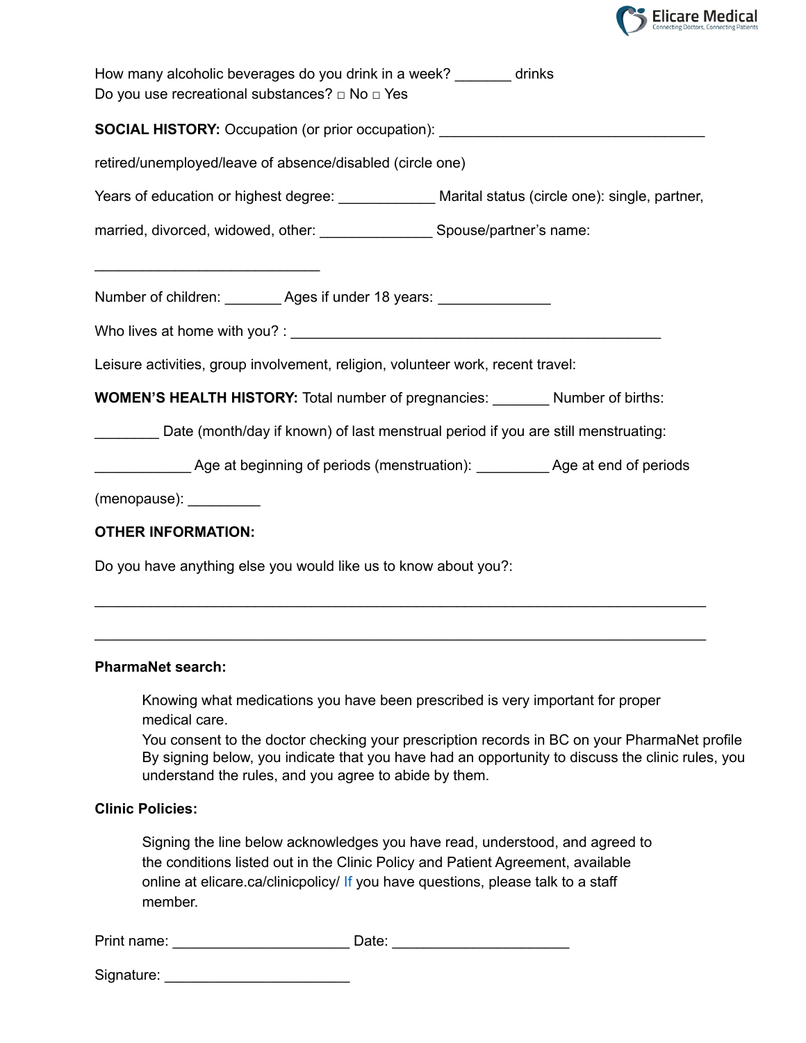How many alcoholic beverages do you drink in a week? _______ drinks
Do you use recreational substances? □ No □ Yes

**SOCIAL HISTORY:** Occupation (or prior occupation): _________________________________

retired/unemployed/leave of absence/disabled (circle one)

Years of education or highest degree: ____________ Marital status (circle one): single, partner,

married, divorced, widowed, other: ______________ Spouse/partner's name:

____________________________

Number of children: _______ Ages if under 18 years: ______________

Who lives at home with you? : _____________________________________________

Leisure activities, group involvement, religion, volunteer work, recent travel:

**WOMEN'S HEALTH HISTORY:** Total number of pregnancies: _______ Number of births:

________ Date (month/day if known) of last menstrual period if you are still menstruating:

____________ Age at beginning of periods (menstruation): _________ Age at end of periods

(menopause): _________

**OTHER INFORMATION:**

Do you have anything else you would like us to know about you?:

_____________________________________________________________________________

_____________________________________________________________________________

**PharmaNet search:**

> Knowing what medications you have been prescribed is very important for proper medical care.
> You consent to the doctor checking your prescription records in BC on your PharmaNet profile
> By signing below, you indicate that you have had an opportunity to discuss the clinic rules, you understand the rules, and you agree to abide by them.

**Clinic Policies:**

> Signing the line below acknowledges you have read, understood, and agreed to the conditions listed out in the Clinic Policy and Patient Agreement, available online at elicare.ca/clinicpolicy/ If you have questions, please talk to a staff member.

Print name: _____________________ Date: _____________________

Signature: ______________________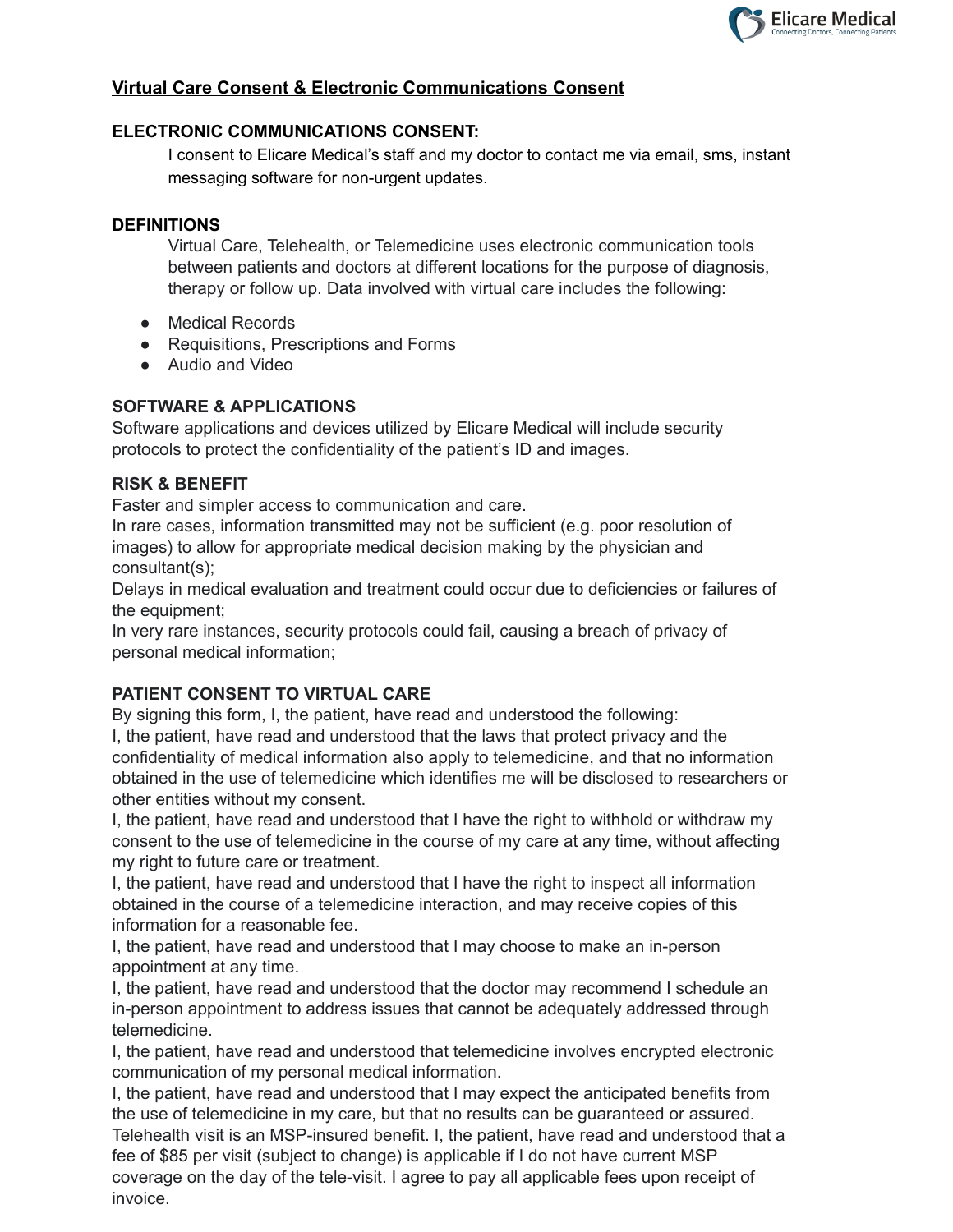## Virtual Care Consent & Electronic Communications Consent

### ELECTRONIC COMMUNICATIONS CONSENT:

I consent to Elicare Medical's staff and my doctor to contact me via email, sms, instant messaging software for non-urgent updates.

### DEFINITIONS

Virtual Care, Telehealth, or Telemedicine uses electronic communication tools between patients and doctors at different locations for the purpose of diagnosis, therapy or follow up. Data involved with virtual care includes the following:

- Medical Records
- Requisitions, Prescriptions and Forms
- Audio and Video

### SOFTWARE & APPLICATIONS

Software applications and devices utilized by Elicare Medical will include security protocols to protect the confidentiality of the patient's ID and images.

### RISK & BENEFIT

Faster and simpler access to communication and care.

In rare cases, information transmitted may not be sufficient (e.g. poor resolution of images) to allow for appropriate medical decision making by the physician and consultant(s);

Delays in medical evaluation and treatment could occur due to deficiencies or failures of the equipment;

In very rare instances, security protocols could fail, causing a breach of privacy of personal medical information;

### PATIENT CONSENT TO VIRTUAL CARE

By signing this form, I, the patient, have read and understood the following:

I, the patient, have read and understood that the laws that protect privacy and the confidentiality of medical information also apply to telemedicine, and that no information obtained in the use of telemedicine which identifies me will be disclosed to researchers or other entities without my consent.

I, the patient, have read and understood that I have the right to withhold or withdraw my consent to the use of telemedicine in the course of my care at any time, without affecting my right to future care or treatment.

I, the patient, have read and understood that I have the right to inspect all information obtained in the course of a telemedicine interaction, and may receive copies of this information for a reasonable fee.

I, the patient, have read and understood that I may choose to make an in-person appointment at any time.

I, the patient, have read and understood that the doctor may recommend I schedule an in-person appointment to address issues that cannot be adequately addressed through telemedicine.

I, the patient, have read and understood that telemedicine involves encrypted electronic communication of my personal medical information.

I, the patient, have read and understood that I may expect the anticipated benefits from the use of telemedicine in my care, but that no results can be guaranteed or assured.

Telehealth visit is an MSP-insured benefit. I, the patient, have read and understood that a fee of $85 per visit (subject to change) is applicable if I do not have current MSP coverage on the day of the tele-visit. I agree to pay all applicable fees upon receipt of invoice.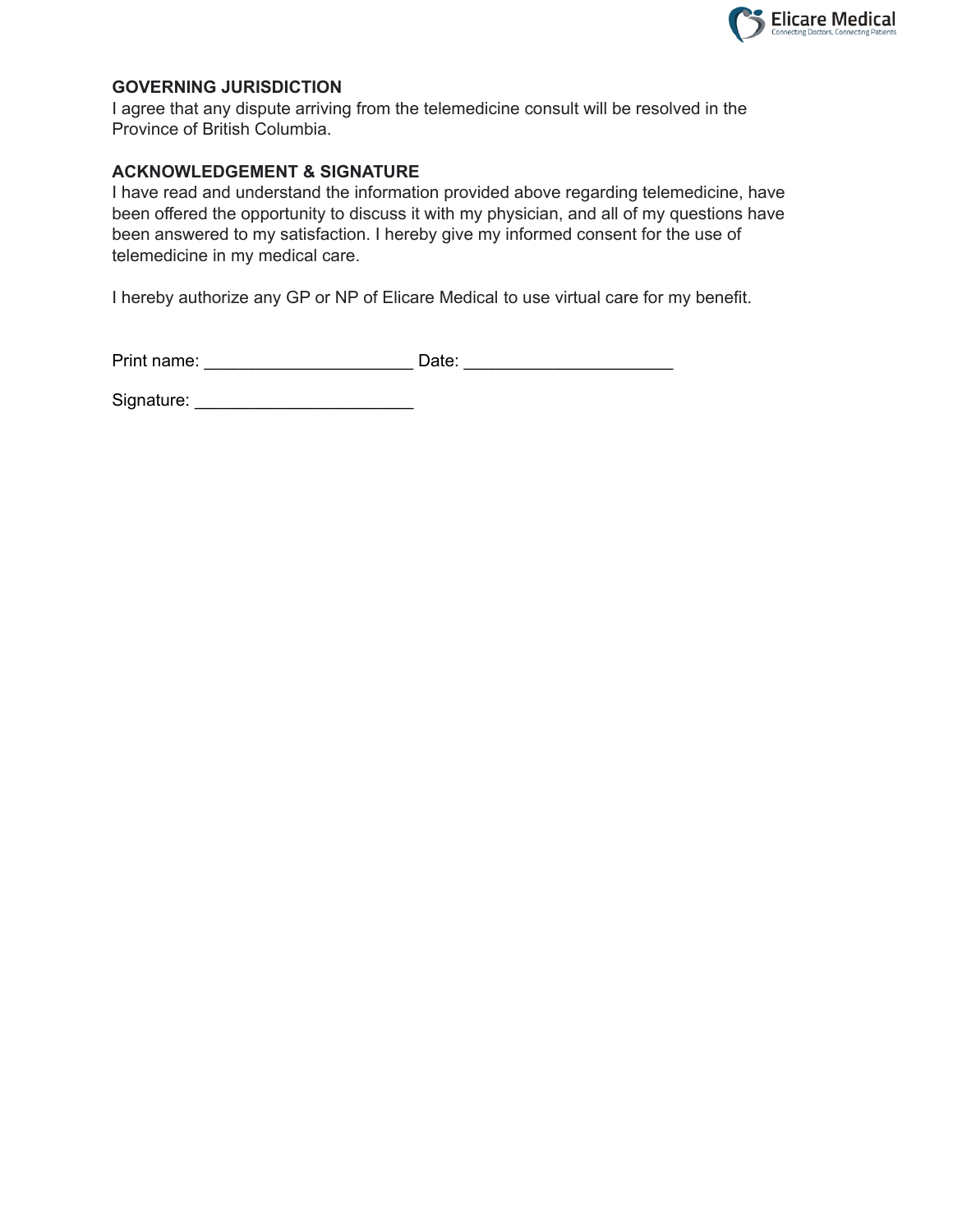## GOVERNING JURISDICTION

I agree that any dispute arriving from the telemedicine consult will be resolved in the Province of British Columbia.

## ACKNOWLEDGEMENT & SIGNATURE

I have read and understand the information provided above regarding telemedicine, have been offered the opportunity to discuss it with my physician, and all of my questions have been answered to my satisfaction. I hereby give my informed consent for the use of telemedicine in my medical care.

I hereby authorize any GP or NP of Elicare Medical to use virtual care for my benefit.

Print name: _____________________ Date: _____________________

Signature: ______________________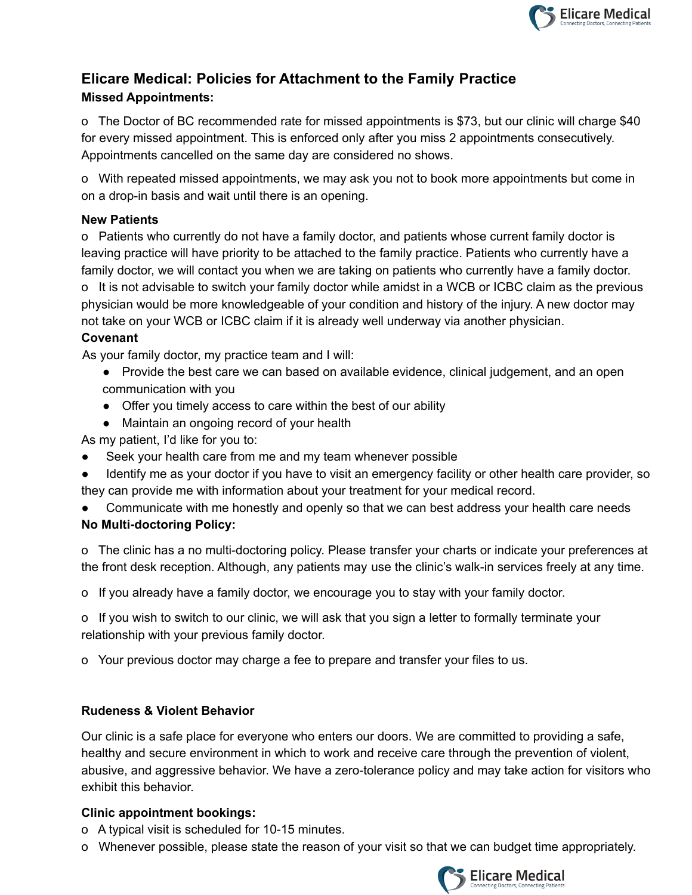## Elicare Medical: Policies for Attachment to the Family Practice

**Missed Appointments:**

o The Doctor of BC recommended rate for missed appointments is $73, but our clinic will charge $40 for every missed appointment. This is enforced only after you miss 2 appointments consecutively. Appointments cancelled on the same day are considered no shows.

o With repeated missed appointments, we may ask you not to book more appointments but come in on a drop-in basis and wait until there is an opening.

**New Patients**

o Patients who currently do not have a family doctor, and patients whose current family doctor is leaving practice will have priority to be attached to the family practice. Patients who currently have a family doctor, we will contact you when we are taking on patients who currently have a family doctor.

o It is not advisable to switch your family doctor while amidst in a WCB or ICBC claim as the previous physician would be more knowledgeable of your condition and history of the injury. A new doctor may not take on your WCB or ICBC claim if it is already well underway via another physician.

**Covenant**

As your family doctor, my practice team and I will:

- Provide the best care we can based on available evidence, clinical judgement, and an open communication with you
- Offer you timely access to care within the best of our ability
- Maintain an ongoing record of your health

As my patient, I'd like for you to:

- Seek your health care from me and my team whenever possible
- Identify me as your doctor if you have to visit an emergency facility or other health care provider, so they can provide me with information about your treatment for your medical record.
- Communicate with me honestly and openly so that we can best address your health care needs

**No Multi-doctoring Policy:**

o The clinic has a no multi-doctoring policy. Please transfer your charts or indicate your preferences at the front desk reception. Although, any patients may use the clinic's walk-in services freely at any time.

o If you already have a family doctor, we encourage you to stay with your family doctor.

o If you wish to switch to our clinic, we will ask that you sign a letter to formally terminate your relationship with your previous family doctor.

o Your previous doctor may charge a fee to prepare and transfer your files to us.

**Rudeness & Violent Behavior**

Our clinic is a safe place for everyone who enters our doors. We are committed to providing a safe, healthy and secure environment in which to work and receive care through the prevention of violent, abusive, and aggressive behavior. We have a zero-tolerance policy and may take action for visitors who exhibit this behavior.

**Clinic appointment bookings:**

o A typical visit is scheduled for 10-15 minutes.

o Whenever possible, please state the reason of your visit so that we can budget time appropriately.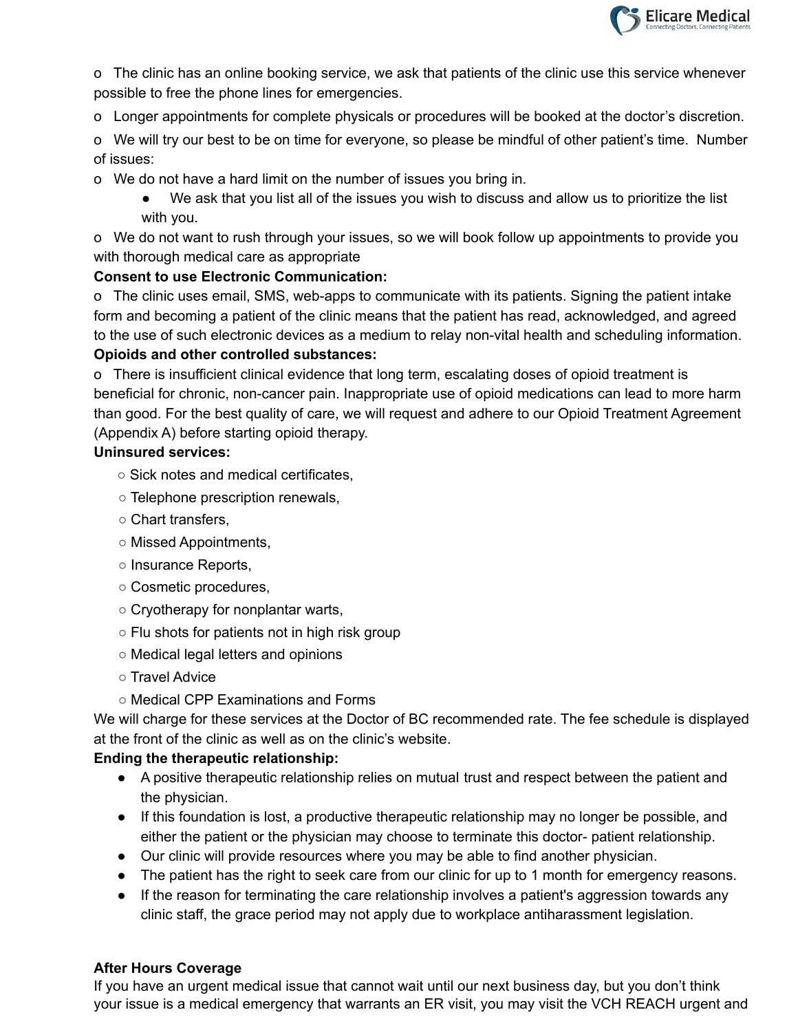o The clinic has an online booking service, we ask that patients of the clinic use this service whenever possible to free the phone lines for emergencies.

o Longer appointments for complete physicals or procedures will be booked at the doctor's discretion.

o We will try our best to be on time for everyone, so please be mindful of other patient's time. Number of issues:

o We do not have a hard limit on the number of issues you bring in.

- We ask that you list all of the issues you wish to discuss and allow us to prioritize the list with you.

o We do not want to rush through your issues, so we will book follow up appointments to provide you with thorough medical care as appropriate

**Consent to use Electronic Communication:**

o The clinic uses email, SMS, web-apps to communicate with its patients. Signing the patient intake form and becoming a patient of the clinic means that the patient has read, acknowledged, and agreed to the use of such electronic devices as a medium to relay non-vital health and scheduling information.

**Opioids and other controlled substances:**

o There is insufficient clinical evidence that long term, escalating doses of opioid treatment is beneficial for chronic, non-cancer pain. Inappropriate use of opioid medications can lead to more harm than good. For the best quality of care, we will request and adhere to our Opioid Treatment Agreement (Appendix A) before starting opioid therapy.

**Uninsured services:**

- Sick notes and medical certificates,
- Telephone prescription renewals,
- Chart transfers,
- Missed Appointments,
- Insurance Reports,
- Cosmetic procedures,
- Cryotherapy for nonplantar warts,
- Flu shots for patients not in high risk group
- Medical legal letters and opinions
- Travel Advice
- Medical CPP Examinations and Forms

We will charge for these services at the Doctor of BC recommended rate. The fee schedule is displayed at the front of the clinic as well as on the clinic's website.

**Ending the therapeutic relationship:**

- A positive therapeutic relationship relies on mutual trust and respect between the patient and the physician.
- If this foundation is lost, a productive therapeutic relationship may no longer be possible, and either the patient or the physician may choose to terminate this doctor- patient relationship.
- Our clinic will provide resources where you may be able to find another physician.
- The patient has the right to seek care from our clinic for up to 1 month for emergency reasons.
- If the reason for terminating the care relationship involves a patient's aggression towards any clinic staff, the grace period may not apply due to workplace antiharassment legislation.

**After Hours Coverage**

If you have an urgent medical issue that cannot wait until our next business day, but you don't think your issue is a medical emergency that warrants an ER visit, you may visit the VCH REACH urgent and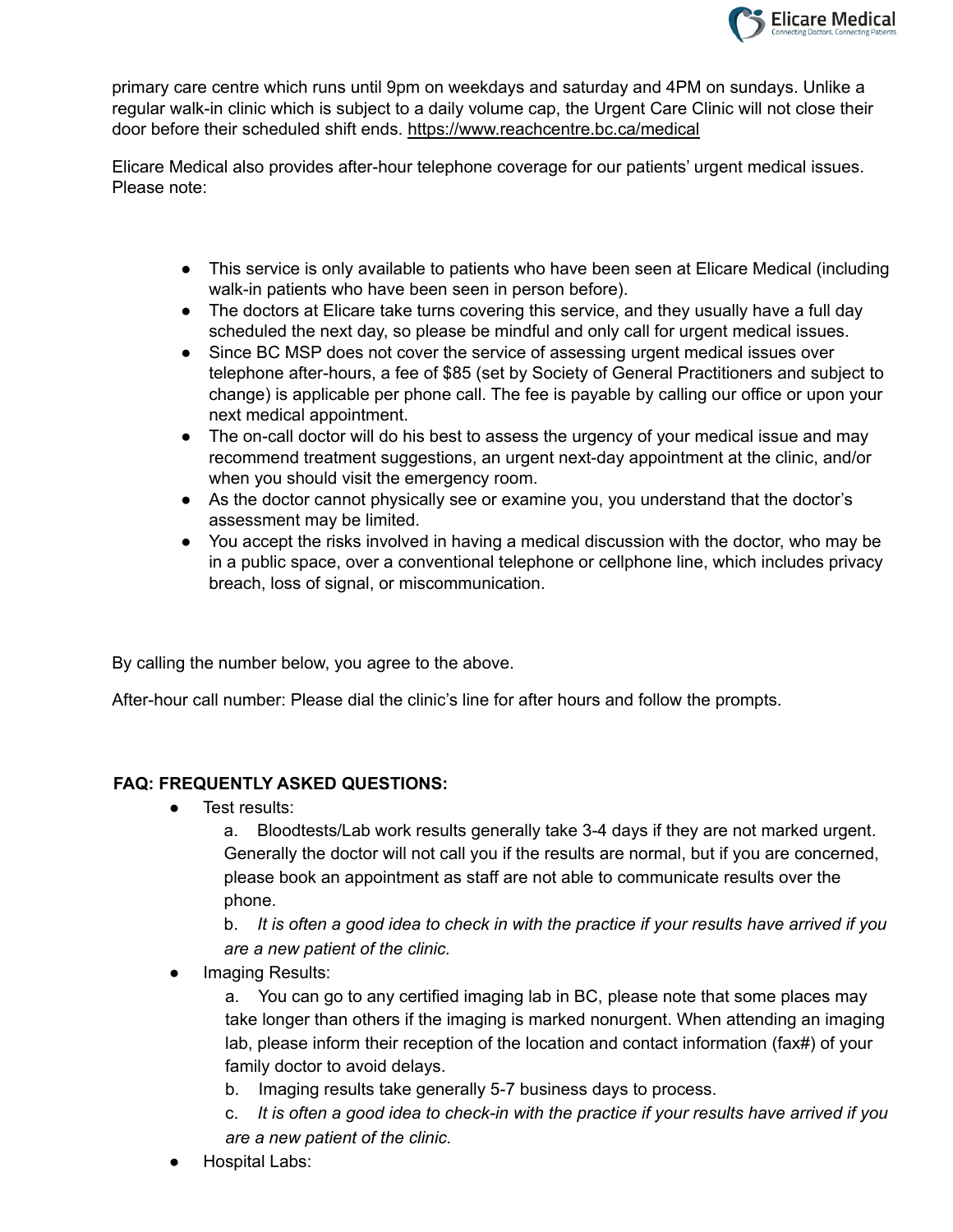primary care centre which runs until 9pm on weekdays and saturday and 4PM on sundays. Unlike a regular walk-in clinic which is subject to a daily volume cap, the Urgent Care Clinic will not close their door before their scheduled shift ends. https://www.reachcentre.bc.ca/medical

Elicare Medical also provides after-hour telephone coverage for our patients' urgent medical issues. Please note:

- This service is only available to patients who have been seen at Elicare Medical (including walk-in patients who have been seen in person before).
- The doctors at Elicare take turns covering this service, and they usually have a full day scheduled the next day, so please be mindful and only call for urgent medical issues.
- Since BC MSP does not cover the service of assessing urgent medical issues over telephone after-hours, a fee of $85 (set by Society of General Practitioners and subject to change) is applicable per phone call. The fee is payable by calling our office or upon your next medical appointment.
- The on-call doctor will do his best to assess the urgency of your medical issue and may recommend treatment suggestions, an urgent next-day appointment at the clinic, and/or when you should visit the emergency room.
- As the doctor cannot physically see or examine you, you understand that the doctor's assessment may be limited.
- You accept the risks involved in having a medical discussion with the doctor, who may be in a public space, over a conventional telephone or cellphone line, which includes privacy breach, loss of signal, or miscommunication.

By calling the number below, you agree to the above.

After-hour call number: Please dial the clinic's line for after hours and follow the prompts.

**FAQ: FREQUENTLY ASKED QUESTIONS:**

- Test results:

  a. Bloodtests/Lab work results generally take 3-4 days if they are not marked urgent. Generally the doctor will not call you if the results are normal, but if you are concerned, please book an appointment as staff are not able to communicate results over the phone.

  b. *It is often a good idea to check in with the practice if your results have arrived if you are a new patient of the clinic.*

- Imaging Results:

  a. You can go to any certified imaging lab in BC, please note that some places may take longer than others if the imaging is marked nonurgent. When attending an imaging lab, please inform their reception of the location and contact information (fax#) of your family doctor to avoid delays.

  b. Imaging results take generally 5-7 business days to process.

  c. *It is often a good idea to check-in with the practice if your results have arrived if you are a new patient of the clinic.*

- Hospital Labs: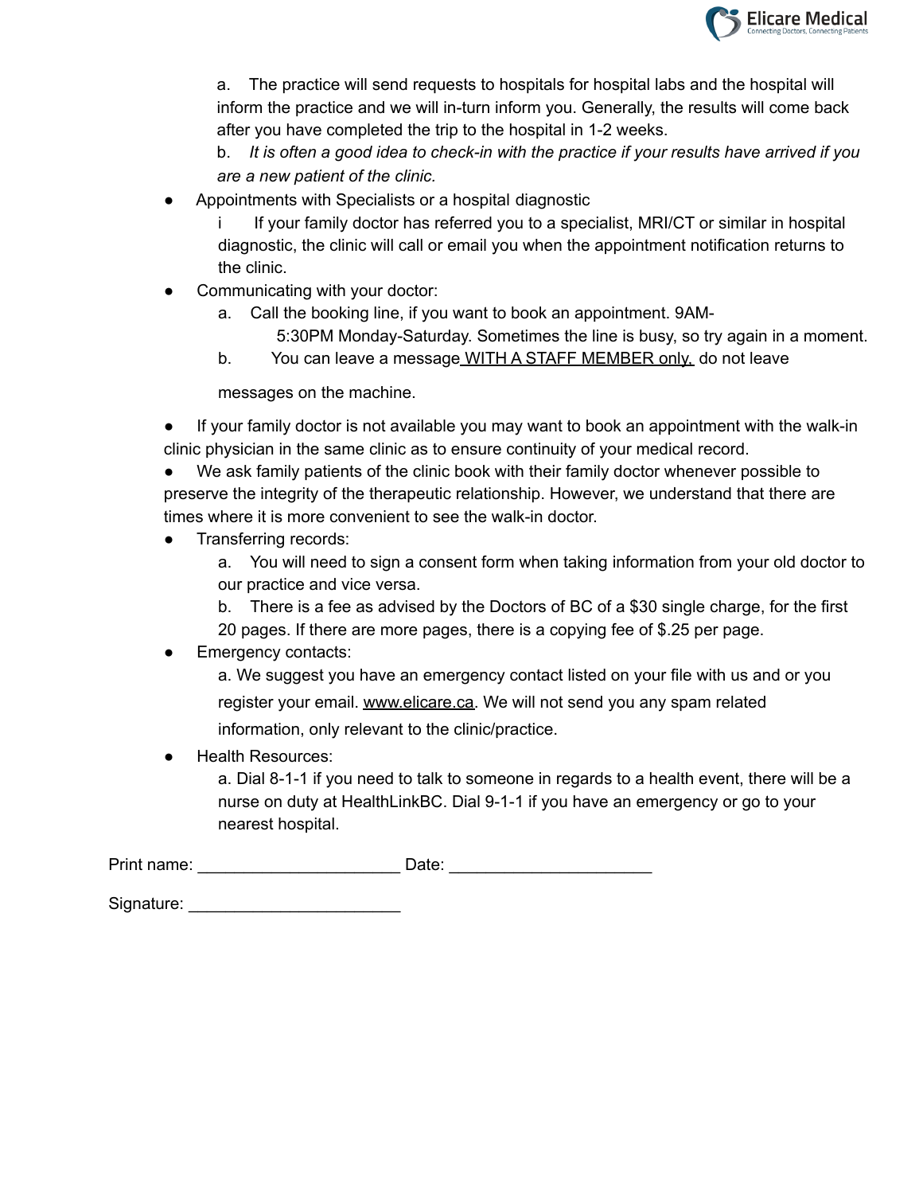a. The practice will send requests to hospitals for hospital labs and the hospital will inform the practice and we will in-turn inform you. Generally, the results will come back after you have completed the trip to the hospital in 1-2 weeks.

b. *It is often a good idea to check-in with the practice if your results have arrived if you are a new patient of the clinic.*

- Appointments with Specialists or a hospital diagnostic

  i If your family doctor has referred you to a specialist, MRI/CT or similar in hospital diagnostic, the clinic will call or email you when the appointment notification returns to the clinic.

- Communicating with your doctor:

  a. Call the booking line, if you want to book an appointment. 9AM-5:30PM Monday-Saturday. Sometimes the line is busy, so try again in a moment.

  b. You can leave a message <u>WITH A STAFF MEMBER only,</u> do not leave messages on the machine.

- If your family doctor is not available you may want to book an appointment with the walk-in clinic physician in the same clinic as to ensure continuity of your medical record.
- We ask family patients of the clinic book with their family doctor whenever possible to preserve the integrity of the therapeutic relationship. However, we understand that there are times where it is more convenient to see the walk-in doctor.
- Transferring records:

  a. You will need to sign a consent form when taking information from your old doctor to our practice and vice versa.

  b. There is a fee as advised by the Doctors of BC of a $30 single charge, for the first 20 pages. If there are more pages, there is a copying fee of $.25 per page.

- Emergency contacts:

  a. We suggest you have an emergency contact listed on your file with us and or you register your email. www.elicare.ca. We will not send you any spam related information, only relevant to the clinic/practice.

- Health Resources:

  a. Dial 8-1-1 if you need to talk to someone in regards to a health event, there will be a nurse on duty at HealthLinkBC. Dial 9-1-1 if you have an emergency or go to your nearest hospital.

Print name: ______________________ Date: ______________________

Signature: _______________________